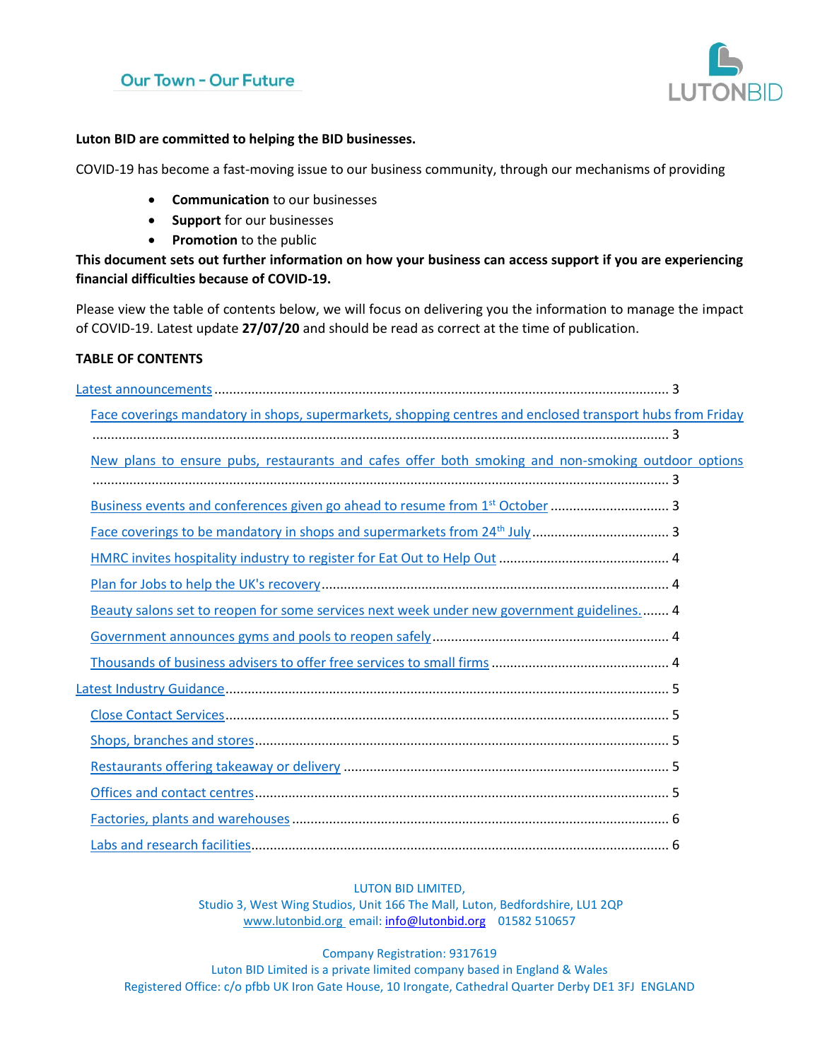Our Town - Our Future

LUTONBID

**Luton BID are committed to helping the BID businesses.**

COVID-19 has become a fast-moving issue to our business community, through our mechanisms of providing

- **Communication** to our businesses
- **Support** for our businesses
- **Promotion** to the public

**This document sets out further information on how your business can access support if you are experiencing financial difficulties because of COVID-19.**

Please view the table of contents below, we will focus on delivering you the information to manage the impact of COVID-19. Latest update **27/07/20** and should be read as correct at the time of publication.

**TABLE OF CONTENTS**

- Latest announcements ........ 3
  - Face coverings mandatory in shops, supermarkets, shopping centres and enclosed transport hubs from Friday ........ 3
  - New plans to ensure pubs, restaurants and cafes offer both smoking and non-smoking outdoor options ........ 3
  - Business events and conferences given go ahead to resume from 1st October ........ 3
  - Face coverings to be mandatory in shops and supermarkets from 24th July ........ 3
  - HMRC invites hospitality industry to register for Eat Out to Help Out ........ 4
  - Plan for Jobs to help the UK's recovery ........ 4
  - Beauty salons set to reopen for some services next week under new government guidelines. ........ 4
  - Government announces gyms and pools to reopen safely ........ 4
  - Thousands of business advisers to offer free services to small firms ........ 4
- Latest Industry Guidance ........ 5
  - Close Contact Services ........ 5
  - Shops, branches and stores ........ 5
  - Restaurants offering takeaway or delivery ........ 5
  - Offices and contact centres ........ 5
  - Factories, plants and warehouses ........ 6
  - Labs and research facilities ........ 6

LUTON BID LIMITED,
Studio 3, West Wing Studios, Unit 166 The Mall, Luton, Bedfordshire, LU1 2QP
www.lutonbid.org email: info@lutonbid.org 01582 510657

Company Registration: 9317619
Luton BID Limited is a private limited company based in England & Wales
Registered Office: c/o pfbb UK Iron Gate House, 10 Irongate, Cathedral Quarter Derby DE1 3FJ ENGLAND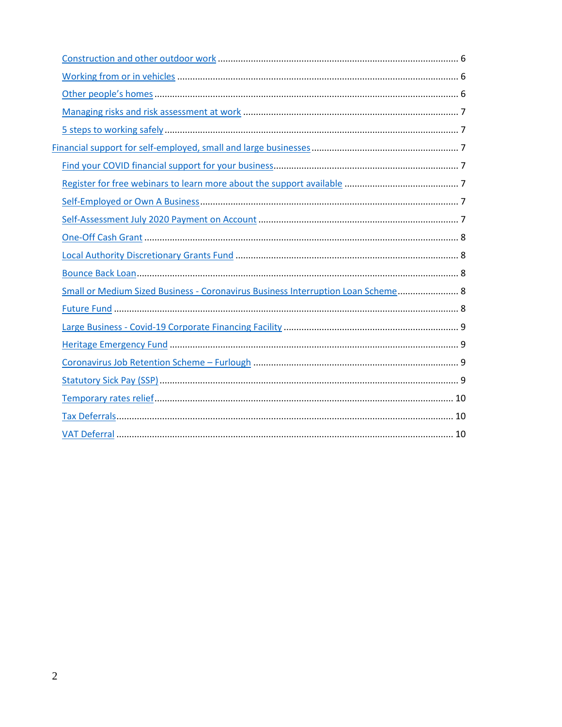- [Construction and other outdoor work](#) ........ 6
- [Working from or in vehicles](#) ........ 6
- [Other people's homes](#) ........ 6
- [Managing risks and risk assessment at work](#) ........ 7
- [5 steps to working safely](#) ........ 7

[Financial support for self-employed, small and large businesses](#) ........ 7

- [Find your COVID financial support for your business](#) ........ 7
- [Register for free webinars to learn more about the support available](#) ........ 7
- [Self-Employed or Own A Business](#) ........ 7
- [Self-Assessment July 2020 Payment on Account](#) ........ 7
- [One-Off Cash Grant](#) ........ 8
- [Local Authority Discretionary Grants Fund](#) ........ 8
- [Bounce Back Loan](#) ........ 8
- [Small or Medium Sized Business - Coronavirus Business Interruption Loan Scheme](#) ........ 8
- [Future Fund](#) ........ 8
- [Large Business - Covid-19 Corporate Financing Facility](#) ........ 9
- [Heritage Emergency Fund](#) ........ 9
- [Coronavirus Job Retention Scheme – Furlough](#) ........ 9
- [Statutory Sick Pay (SSP)](#) ........ 9
- [Temporary rates relief](#) ........ 10
- [Tax Deferrals](#) ........ 10
- [VAT Deferral](#) ........ 10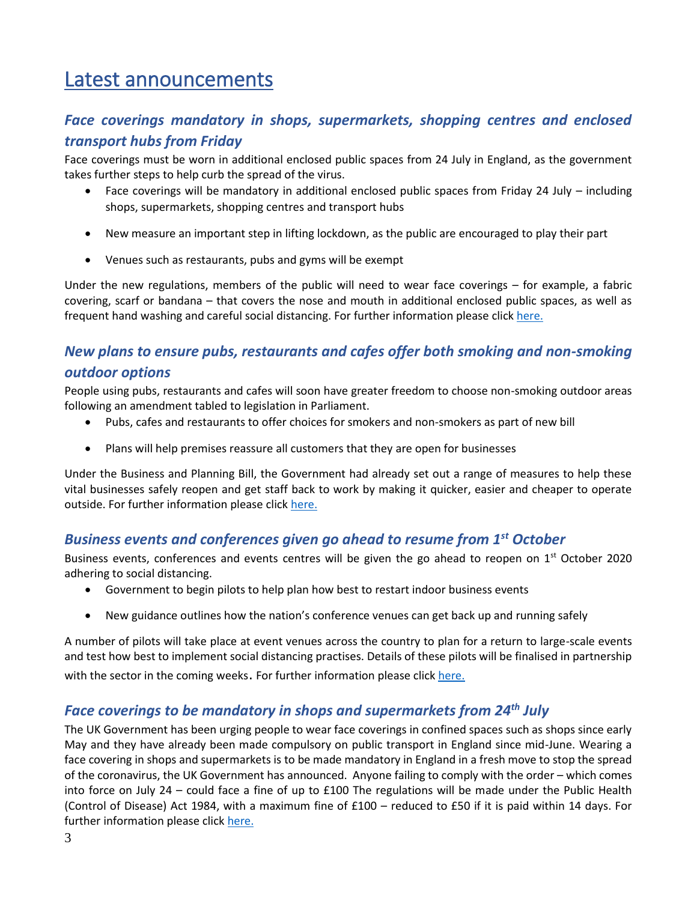# Latest announcements

## *Face coverings mandatory in shops, supermarkets, shopping centres and enclosed transport hubs from Friday*

Face coverings must be worn in additional enclosed public spaces from 24 July in England, as the government takes further steps to help curb the spread of the virus.

- Face coverings will be mandatory in additional enclosed public spaces from Friday 24 July – including shops, supermarkets, shopping centres and transport hubs
- New measure an important step in lifting lockdown, as the public are encouraged to play their part
- Venues such as restaurants, pubs and gyms will be exempt

Under the new regulations, members of the public will need to wear face coverings – for example, a fabric covering, scarf or bandana – that covers the nose and mouth in additional enclosed public spaces, as well as frequent hand washing and careful social distancing. For further information please click here.

## *New plans to ensure pubs, restaurants and cafes offer both smoking and non-smoking outdoor options*

People using pubs, restaurants and cafes will soon have greater freedom to choose non-smoking outdoor areas following an amendment tabled to legislation in Parliament.

- Pubs, cafes and restaurants to offer choices for smokers and non-smokers as part of new bill
- Plans will help premises reassure all customers that they are open for businesses

Under the Business and Planning Bill, the Government had already set out a range of measures to help these vital businesses safely reopen and get staff back to work by making it quicker, easier and cheaper to operate outside. For further information please click here.

## *Business events and conferences given go ahead to resume from 1st October*

Business events, conferences and events centres will be given the go ahead to reopen on 1st October 2020 adhering to social distancing.

- Government to begin pilots to help plan how best to restart indoor business events
- New guidance outlines how the nation's conference venues can get back up and running safely

A number of pilots will take place at event venues across the country to plan for a return to large-scale events and test how best to implement social distancing practises. Details of these pilots will be finalised in partnership with the sector in the coming weeks. For further information please click here.

## *Face coverings to be mandatory in shops and supermarkets from 24th July*

The UK Government has been urging people to wear face coverings in confined spaces such as shops since early May and they have already been made compulsory on public transport in England since mid-June. Wearing a face covering in shops and supermarkets is to be made mandatory in England in a fresh move to stop the spread of the coronavirus, the UK Government has announced. Anyone failing to comply with the order – which comes into force on July 24 – could face a fine of up to £100 The regulations will be made under the Public Health (Control of Disease) Act 1984, with a maximum fine of £100 – reduced to £50 if it is paid within 14 days. For further information please click here.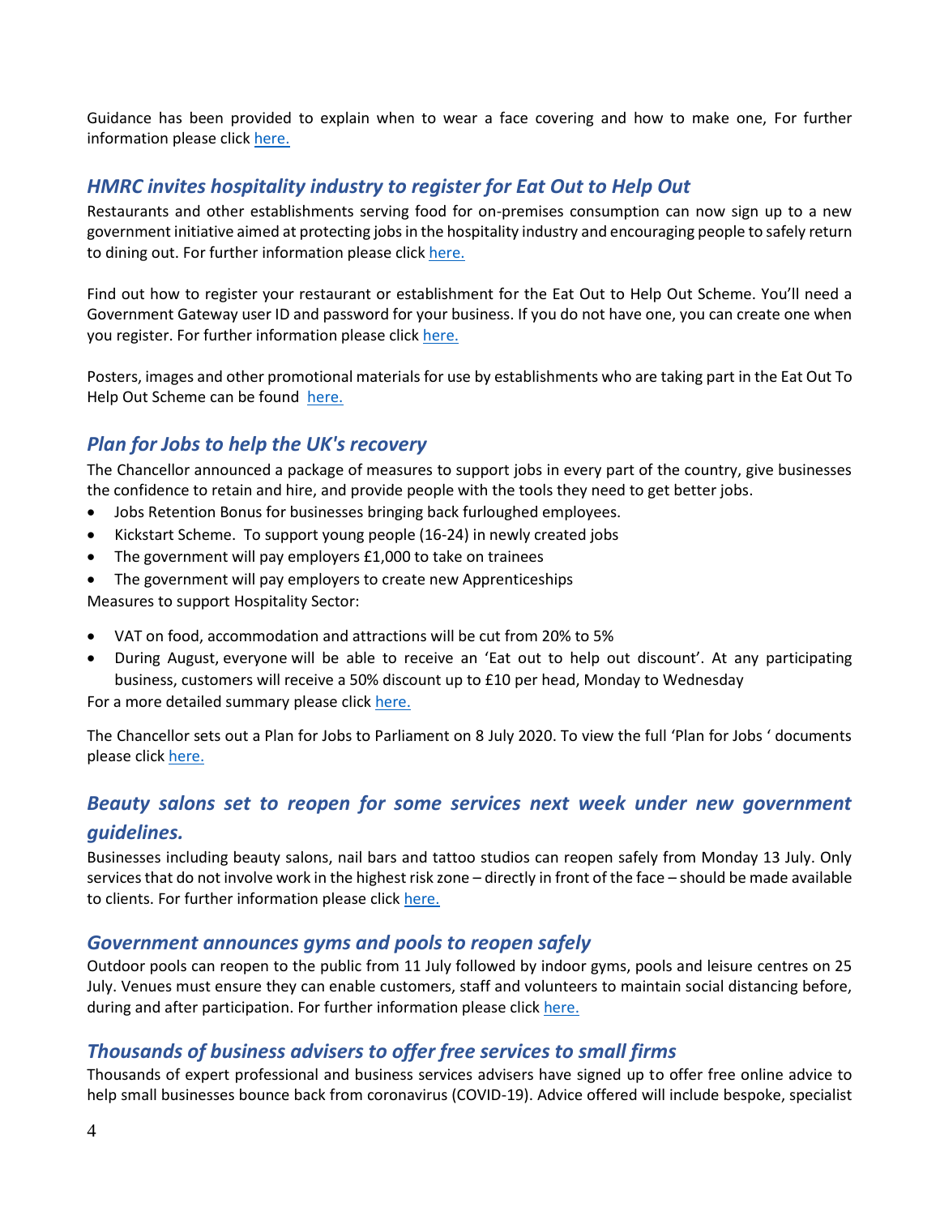Guidance has been provided to explain when to wear a face covering and how to make one, For further information please click here.

## *HMRC invites hospitality industry to register for Eat Out to Help Out*

Restaurants and other establishments serving food for on-premises consumption can now sign up to a new government initiative aimed at protecting jobs in the hospitality industry and encouraging people to safely return to dining out. For further information please click here.

Find out how to register your restaurant or establishment for the Eat Out to Help Out Scheme. You'll need a Government Gateway user ID and password for your business. If you do not have one, you can create one when you register. For further information please click here.

Posters, images and other promotional materials for use by establishments who are taking part in the Eat Out To Help Out Scheme can be found here.

## *Plan for Jobs to help the UK's recovery*

The Chancellor announced a package of measures to support jobs in every part of the country, give businesses the confidence to retain and hire, and provide people with the tools they need to get better jobs.

- Jobs Retention Bonus for businesses bringing back furloughed employees.
- Kickstart Scheme. To support young people (16-24) in newly created jobs
- The government will pay employers £1,000 to take on trainees
- The government will pay employers to create new Apprenticeships

Measures to support Hospitality Sector:

- VAT on food, accommodation and attractions will be cut from 20% to 5%
- During August, everyone will be able to receive an 'Eat out to help out discount'. At any participating business, customers will receive a 50% discount up to £10 per head, Monday to Wednesday

For a more detailed summary please click here.

The Chancellor sets out a Plan for Jobs to Parliament on 8 July 2020. To view the full 'Plan for Jobs ' documents please click here.

## *Beauty salons set to reopen for some services next week under new government guidelines.*

Businesses including beauty salons, nail bars and tattoo studios can reopen safely from Monday 13 July. Only services that do not involve work in the highest risk zone – directly in front of the face – should be made available to clients. For further information please click here.

## *Government announces gyms and pools to reopen safely*

Outdoor pools can reopen to the public from 11 July followed by indoor gyms, pools and leisure centres on 25 July. Venues must ensure they can enable customers, staff and volunteers to maintain social distancing before, during and after participation. For further information please click here.

## *Thousands of business advisers to offer free services to small firms*

Thousands of expert professional and business services advisers have signed up to offer free online advice to help small businesses bounce back from coronavirus (COVID-19). Advice offered will include bespoke, specialist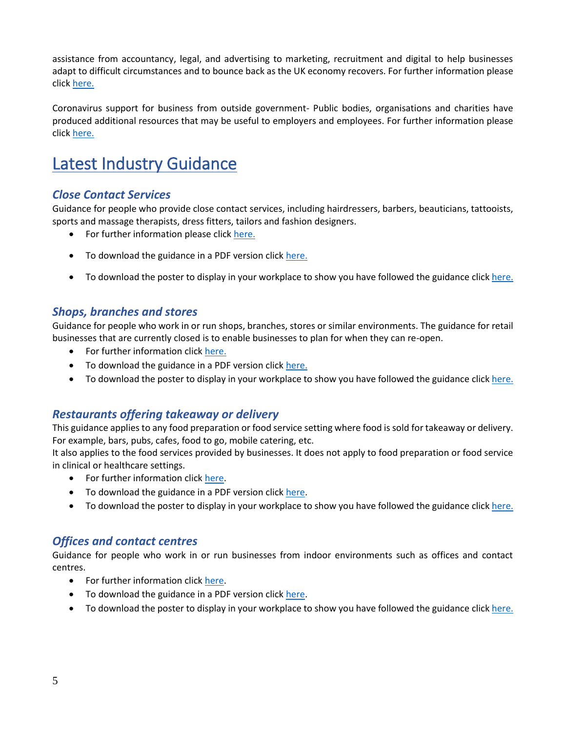assistance from accountancy, legal, and advertising to marketing, recruitment and digital to help businesses adapt to difficult circumstances and to bounce back as the UK economy recovers. For further information please click here.

Coronavirus support for business from outside government- Public bodies, organisations and charities have produced additional resources that may be useful to employers and employees. For further information please click here.

# Latest Industry Guidance

### *Close Contact Services*

Guidance for people who provide close contact services, including hairdressers, barbers, beauticians, tattooists, sports and massage therapists, dress fitters, tailors and fashion designers.

- For further information please click here.
- To download the guidance in a PDF version click here.
- To download the poster to display in your workplace to show you have followed the guidance click here.

### *Shops, branches and stores*

Guidance for people who work in or run shops, branches, stores or similar environments. The guidance for retail businesses that are currently closed is to enable businesses to plan for when they can re-open.

- For further information click here.
- To download the guidance in a PDF version click here.
- To download the poster to display in your workplace to show you have followed the guidance click here.

### *Restaurants offering takeaway or delivery*

This guidance applies to any food preparation or food service setting where food is sold for takeaway or delivery. For example, bars, pubs, cafes, food to go, mobile catering, etc.
It also applies to the food services provided by businesses. It does not apply to food preparation or food service in clinical or healthcare settings.

- For further information click here.
- To download the guidance in a PDF version click here.
- To download the poster to display in your workplace to show you have followed the guidance click here.

### *Offices and contact centres*

Guidance for people who work in or run businesses from indoor environments such as offices and contact centres.

- For further information click here.
- To download the guidance in a PDF version click here.
- To download the poster to display in your workplace to show you have followed the guidance click here.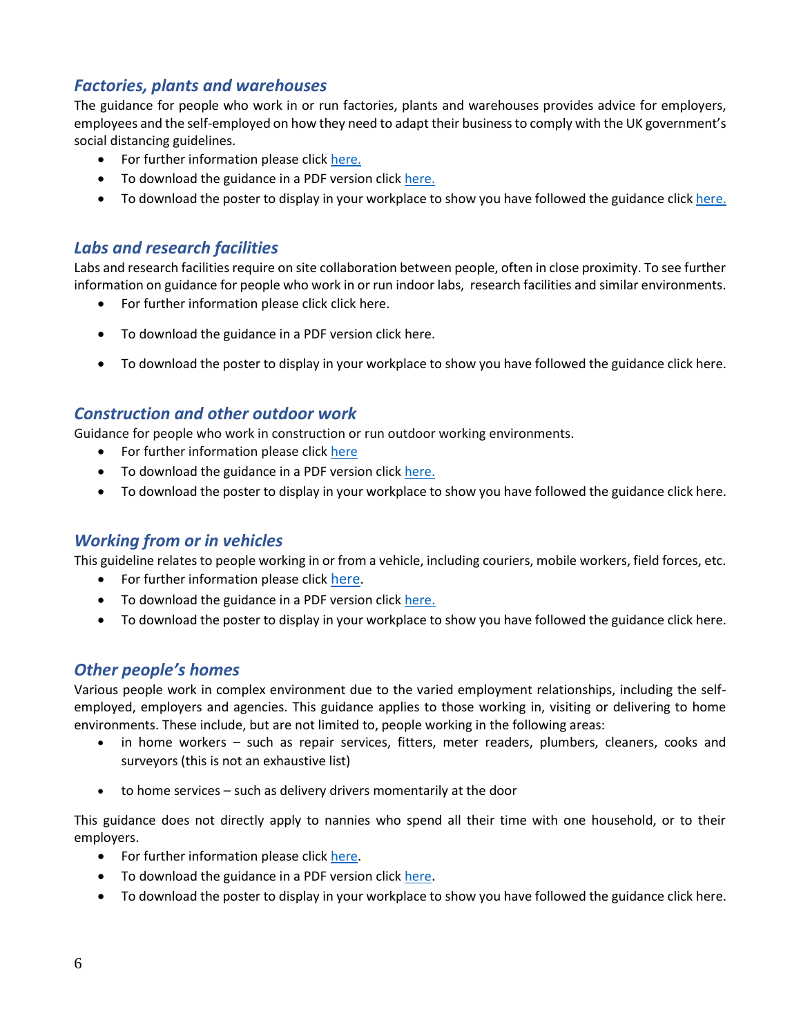### *Factories, plants and warehouses*

The guidance for people who work in or run factories, plants and warehouses provides advice for employers, employees and the self-employed on how they need to adapt their business to comply with the UK government's social distancing guidelines.

- For further information please click here.
- To download the guidance in a PDF version click here.
- To download the poster to display in your workplace to show you have followed the guidance click here.

### *Labs and research facilities*

Labs and research facilities require on site collaboration between people, often in close proximity. To see further information on guidance for people who work in or run indoor labs, research facilities and similar environments.

- For further information please click click here.
- To download the guidance in a PDF version click here.
- To download the poster to display in your workplace to show you have followed the guidance click here.

### *Construction and other outdoor work*

Guidance for people who work in construction or run outdoor working environments.

- For further information please click here
- To download the guidance in a PDF version click here.
- To download the poster to display in your workplace to show you have followed the guidance click here.

### *Working from or in vehicles*

This guideline relates to people working in or from a vehicle, including couriers, mobile workers, field forces, etc.

- For further information please click here.
- To download the guidance in a PDF version click here.
- To download the poster to display in your workplace to show you have followed the guidance click here.

### *Other people's homes*

Various people work in complex environment due to the varied employment relationships, including the self-employed, employers and agencies. This guidance applies to those working in, visiting or delivering to home environments. These include, but are not limited to, people working in the following areas:

- in home workers – such as repair services, fitters, meter readers, plumbers, cleaners, cooks and surveyors (this is not an exhaustive list)
- to home services – such as delivery drivers momentarily at the door

This guidance does not directly apply to nannies who spend all their time with one household, or to their employers.

- For further information please click here.
- To download the guidance in a PDF version click here.
- To download the poster to display in your workplace to show you have followed the guidance click here.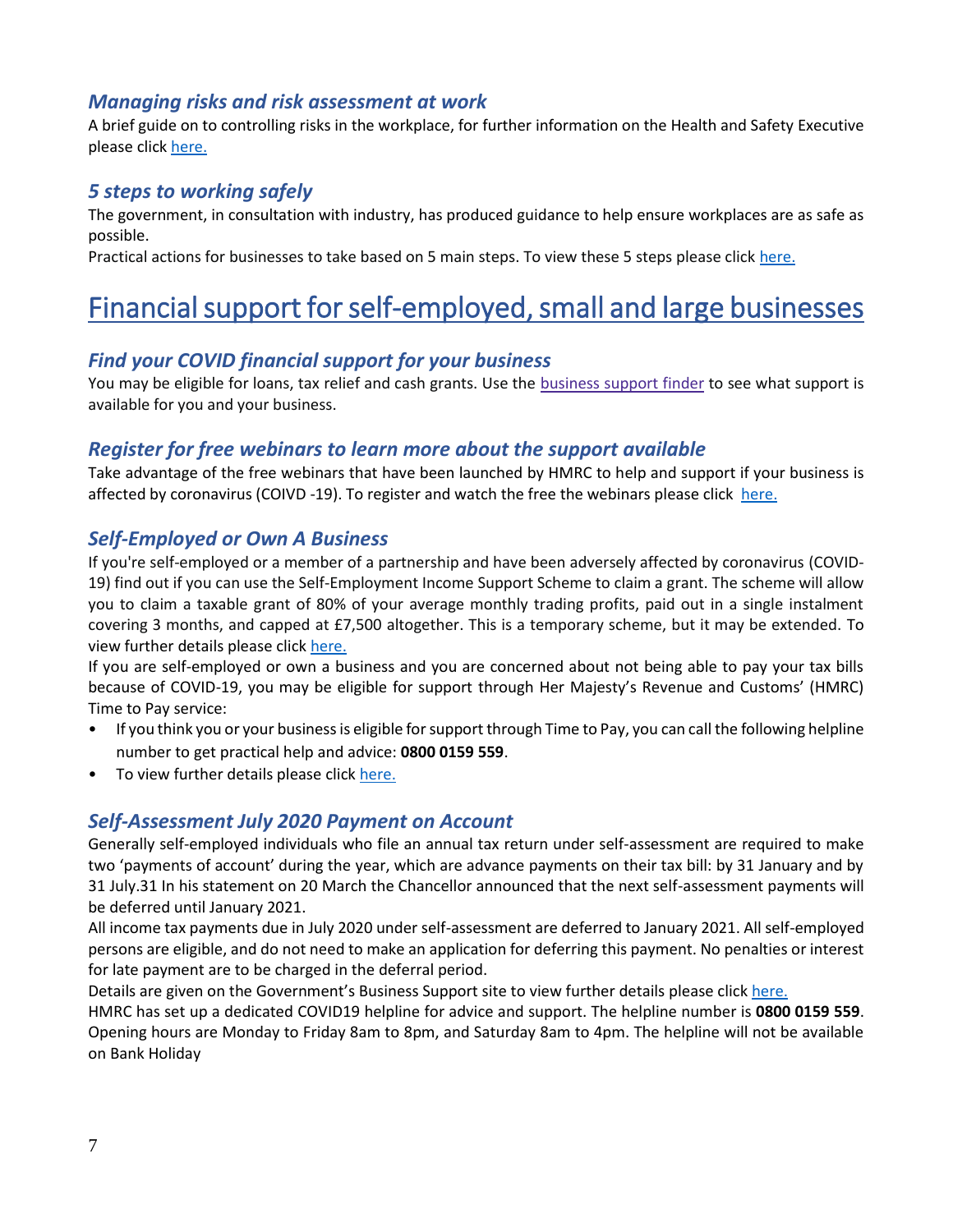### *Managing risks and risk assessment at work*

A brief guide on to controlling risks in the workplace, for further information on the Health and Safety Executive please click here.

### *5 steps to working safely*

The government, in consultation with industry, has produced guidance to help ensure workplaces are as safe as possible.

Practical actions for businesses to take based on 5 main steps. To view these 5 steps please click here.

# Financial support for self-employed, small and large businesses

### *Find your COVID financial support for your business*

You may be eligible for loans, tax relief and cash grants. Use the business support finder to see what support is available for you and your business.

### *Register for free webinars to learn more about the support available*

Take advantage of the free webinars that have been launched by HMRC to help and support if your business is affected by coronavirus (COIVD -19). To register and watch the free the webinars please click here.

### *Self-Employed or Own A Business*

If you're self-employed or a member of a partnership and have been adversely affected by coronavirus (COVID-19) find out if you can use the Self-Employment Income Support Scheme to claim a grant. The scheme will allow you to claim a taxable grant of 80% of your average monthly trading profits, paid out in a single instalment covering 3 months, and capped at £7,500 altogether. This is a temporary scheme, but it may be extended. To view further details please click here.

If you are self-employed or own a business and you are concerned about not being able to pay your tax bills because of COVID-19, you may be eligible for support through Her Majesty's Revenue and Customs' (HMRC) Time to Pay service:

- If you think you or your business is eligible for support through Time to Pay, you can call the following helpline number to get practical help and advice: **0800 0159 559**.
- To view further details please click here.

### *Self-Assessment July 2020 Payment on Account*

Generally self-employed individuals who file an annual tax return under self-assessment are required to make two 'payments of account' during the year, which are advance payments on their tax bill: by 31 January and by 31 July.31 In his statement on 20 March the Chancellor announced that the next self-assessment payments will be deferred until January 2021.

All income tax payments due in July 2020 under self-assessment are deferred to January 2021. All self-employed persons are eligible, and do not need to make an application for deferring this payment. No penalties or interest for late payment are to be charged in the deferral period.

Details are given on the Government's Business Support site to view further details please click here.

HMRC has set up a dedicated COVID19 helpline for advice and support. The helpline number is **0800 0159 559**. Opening hours are Monday to Friday 8am to 8pm, and Saturday 8am to 4pm. The helpline will not be available on Bank Holiday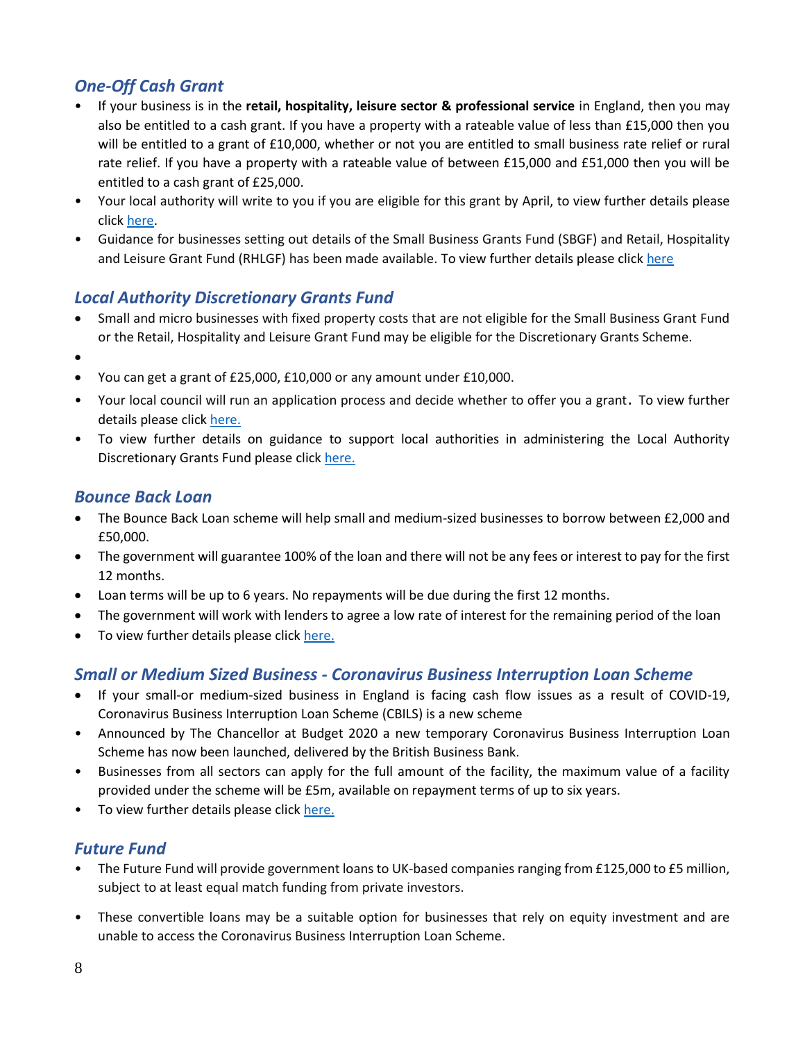## *One-Off Cash Grant*

- If your business is in the **retail, hospitality, leisure sector & professional service** in England, then you may also be entitled to a cash grant. If you have a property with a rateable value of less than £15,000 then you will be entitled to a grant of £10,000, whether or not you are entitled to small business rate relief or rural rate relief. If you have a property with a rateable value of between £15,000 and £51,000 then you will be entitled to a cash grant of £25,000.
- Your local authority will write to you if you are eligible for this grant by April, to view further details please click here.
- Guidance for businesses setting out details of the Small Business Grants Fund (SBGF) and Retail, Hospitality and Leisure Grant Fund (RHLGF) has been made available. To view further details please click here

## *Local Authority Discretionary Grants Fund*

- Small and micro businesses with fixed property costs that are not eligible for the Small Business Grant Fund or the Retail, Hospitality and Leisure Grant Fund may be eligible for the Discretionary Grants Scheme.
- You can get a grant of £25,000, £10,000 or any amount under £10,000.
- Your local council will run an application process and decide whether to offer you a grant. To view further details please click here.
- To view further details on guidance to support local authorities in administering the Local Authority Discretionary Grants Fund please click here.

## *Bounce Back Loan*

- The Bounce Back Loan scheme will help small and medium-sized businesses to borrow between £2,000 and £50,000.
- The government will guarantee 100% of the loan and there will not be any fees or interest to pay for the first 12 months.
- Loan terms will be up to 6 years. No repayments will be due during the first 12 months.
- The government will work with lenders to agree a low rate of interest for the remaining period of the loan
- To view further details please click here.

## *Small or Medium Sized Business - Coronavirus Business Interruption Loan Scheme*

- If your small-or medium-sized business in England is facing cash flow issues as a result of COVID-19, Coronavirus Business Interruption Loan Scheme (CBILS) is a new scheme
- Announced by The Chancellor at Budget 2020 a new temporary Coronavirus Business Interruption Loan Scheme has now been launched, delivered by the British Business Bank.
- Businesses from all sectors can apply for the full amount of the facility, the maximum value of a facility provided under the scheme will be £5m, available on repayment terms of up to six years.
- To view further details please click here.

## *Future Fund*

- The Future Fund will provide government loans to UK-based companies ranging from £125,000 to £5 million, subject to at least equal match funding from private investors.
- These convertible loans may be a suitable option for businesses that rely on equity investment and are unable to access the Coronavirus Business Interruption Loan Scheme.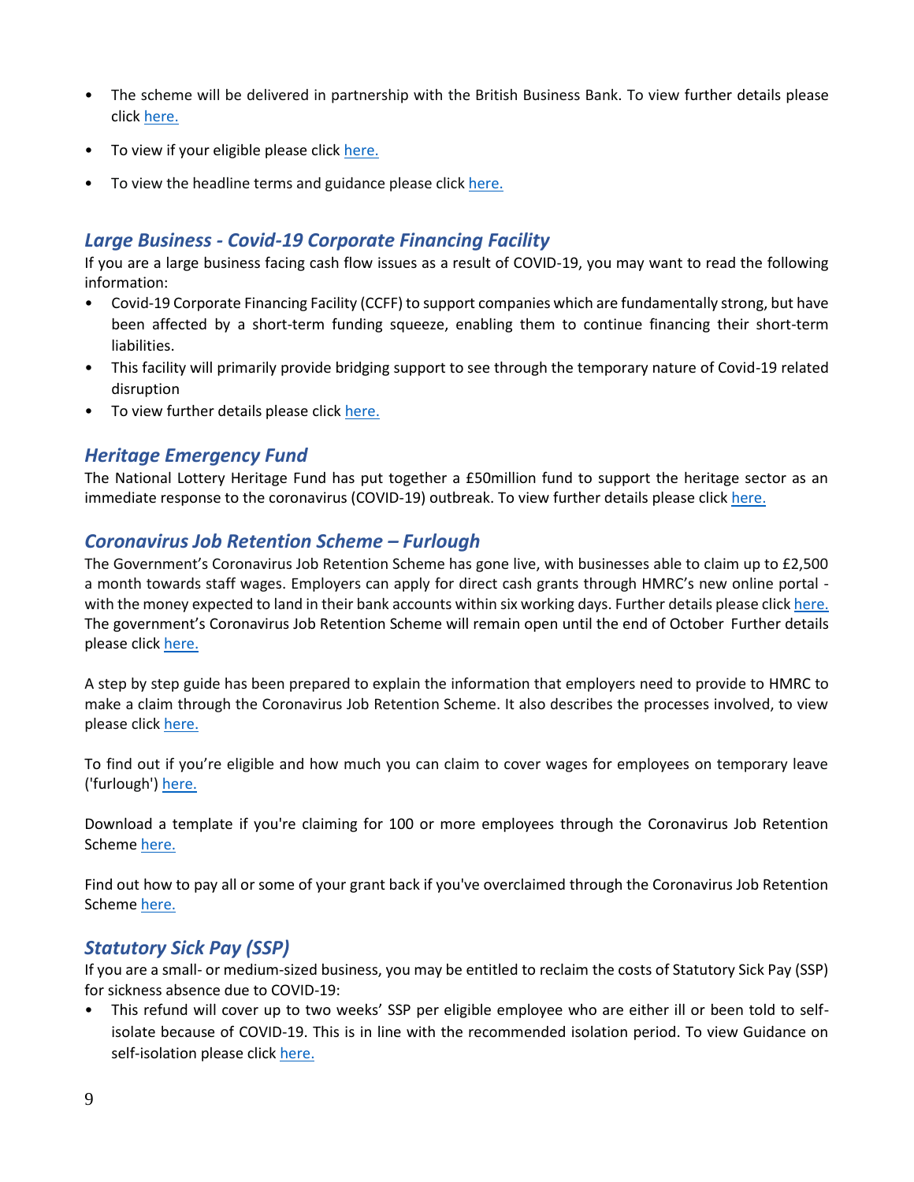- The scheme will be delivered in partnership with the British Business Bank. To view further details please click here.
- To view if your eligible please click here.
- To view the headline terms and guidance please click here.

## *Large Business - Covid-19 Corporate Financing Facility*

If you are a large business facing cash flow issues as a result of COVID-19, you may want to read the following information:

- Covid-19 Corporate Financing Facility (CCFF) to support companies which are fundamentally strong, but have been affected by a short-term funding squeeze, enabling them to continue financing their short-term liabilities.
- This facility will primarily provide bridging support to see through the temporary nature of Covid-19 related disruption
- To view further details please click here.

## *Heritage Emergency Fund*

The National Lottery Heritage Fund has put together a £50million fund to support the heritage sector as an immediate response to the coronavirus (COVID-19) outbreak. To view further details please click here.

## *Coronavirus Job Retention Scheme – Furlough*

The Government's Coronavirus Job Retention Scheme has gone live, with businesses able to claim up to £2,500 a month towards staff wages. Employers can apply for direct cash grants through HMRC's new online portal - with the money expected to land in their bank accounts within six working days. Further details please click here. The government's Coronavirus Job Retention Scheme will remain open until the end of October Further details please click here.

A step by step guide has been prepared to explain the information that employers need to provide to HMRC to make a claim through the Coronavirus Job Retention Scheme. It also describes the processes involved, to view please click here.

To find out if you're eligible and how much you can claim to cover wages for employees on temporary leave ('furlough') here.

Download a template if you're claiming for 100 or more employees through the Coronavirus Job Retention Scheme here.

Find out how to pay all or some of your grant back if you've overclaimed through the Coronavirus Job Retention Scheme here.

## *Statutory Sick Pay (SSP)*

If you are a small- or medium-sized business, you may be entitled to reclaim the costs of Statutory Sick Pay (SSP) for sickness absence due to COVID-19:

- This refund will cover up to two weeks' SSP per eligible employee who are either ill or been told to self-isolate because of COVID-19. This is in line with the recommended isolation period. To view Guidance on self-isolation please click here.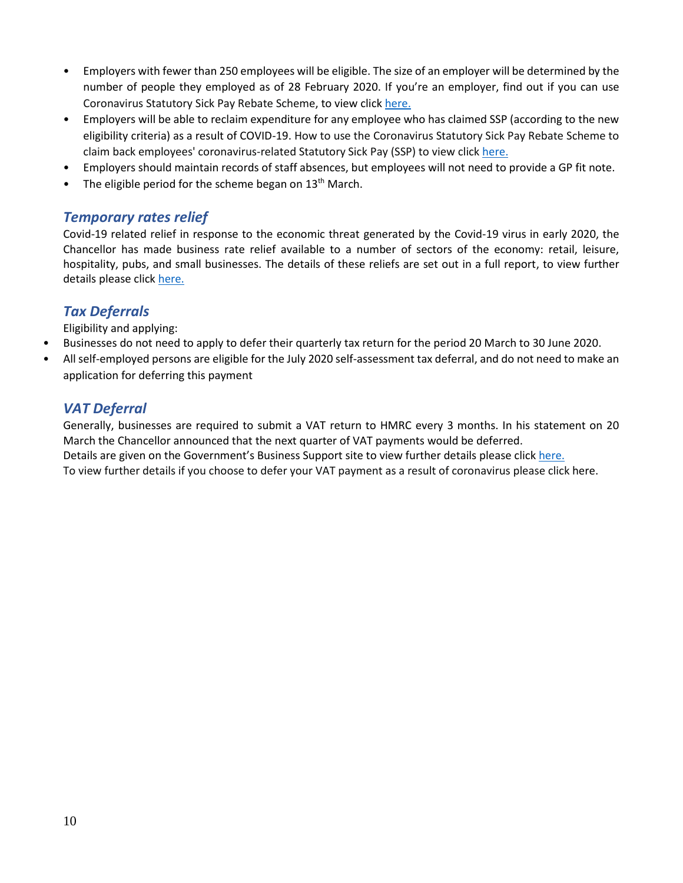- Employers with fewer than 250 employees will be eligible. The size of an employer will be determined by the number of people they employed as of 28 February 2020. If you're an employer, find out if you can use Coronavirus Statutory Sick Pay Rebate Scheme, to view click here.
- Employers will be able to reclaim expenditure for any employee who has claimed SSP (according to the new eligibility criteria) as a result of COVID-19. How to use the Coronavirus Statutory Sick Pay Rebate Scheme to claim back employees' coronavirus-related Statutory Sick Pay (SSP) to view click here.
- Employers should maintain records of staff absences, but employees will not need to provide a GP fit note.
- The eligible period for the scheme began on 13th March.

### *Temporary rates relief*

Covid-19 related relief in response to the economic threat generated by the Covid-19 virus in early 2020, the Chancellor has made business rate relief available to a number of sectors of the economy: retail, leisure, hospitality, pubs, and small businesses. The details of these reliefs are set out in a full report, to view further details please click here.

### *Tax Deferrals*

Eligibility and applying:

- Businesses do not need to apply to defer their quarterly tax return for the period 20 March to 30 June 2020.
- All self-employed persons are eligible for the July 2020 self-assessment tax deferral, and do not need to make an application for deferring this payment

### *VAT Deferral*

Generally, businesses are required to submit a VAT return to HMRC every 3 months. In his statement on 20 March the Chancellor announced that the next quarter of VAT payments would be deferred.
Details are given on the Government's Business Support site to view further details please click here.
To view further details if you choose to defer your VAT payment as a result of coronavirus please click here.